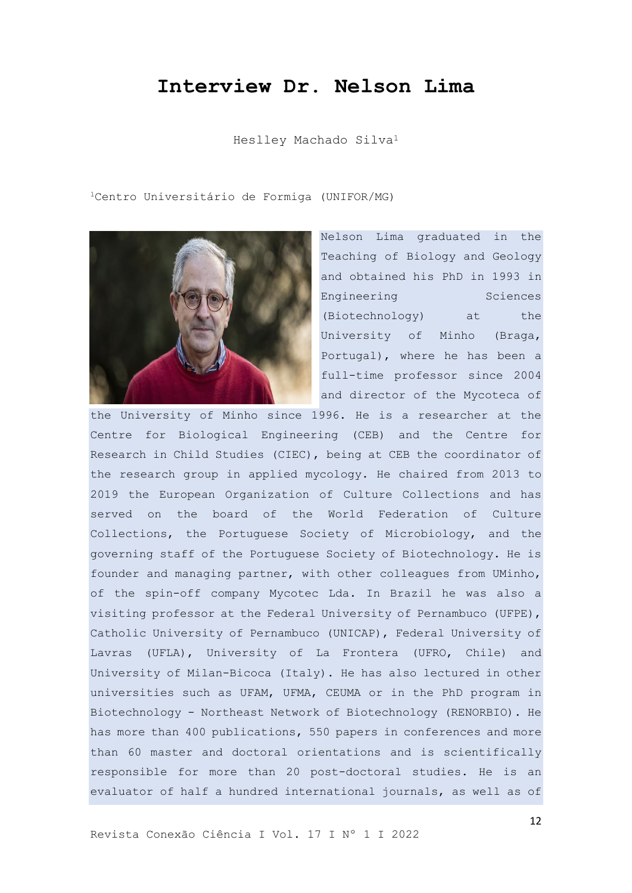# Interview Dr. Nelson Lima

Heslley Machado Silva[1]

[1]Centro Universitário de Formiga (UNIFOR/MG)

Nelson Lima graduated in the Teaching of Biology and Geology and obtained his PhD in 1993 in Engineering Sciences (Biotechnology) at the University of Minho (Braga, Portugal), where he has been a full-time professor since 2004 and director of the Mycoteca of the University of Minho since 1996. He is a researcher at the Centre for Biological Engineering (CEB) and the Centre for Research in Child Studies (CIEC), being at CEB the coordinator of the research group in applied mycology. He chaired from 2013 to 2019 the European Organization of Culture Collections and has served on the board of the World Federation of Culture Collections, the Portuguese Society of Microbiology, and the governing staff of the Portuguese Society of Biotechnology. He is founder and managing partner, with other colleagues from UMinho, of the spin-off company Mycotec Lda. In Brazil he was also a visiting professor at the Federal University of Pernambuco (UFPE), Catholic University of Pernambuco (UNICAP), Federal University of Lavras (UFLA), University of La Frontera (UFRO, Chile) and University of Milan-Bicoca (Italy). He has also lectured in other universities such as UFAM, UFMA, CEUMA or in the PhD program in Biotechnology - Northeast Network of Biotechnology (RENORBIO). He has more than 400 publications, 550 papers in conferences and more than 60 master and doctoral orientations and is scientifically responsible for more than 20 post-doctoral studies. He is an evaluator of half a hundred international journals, as well as of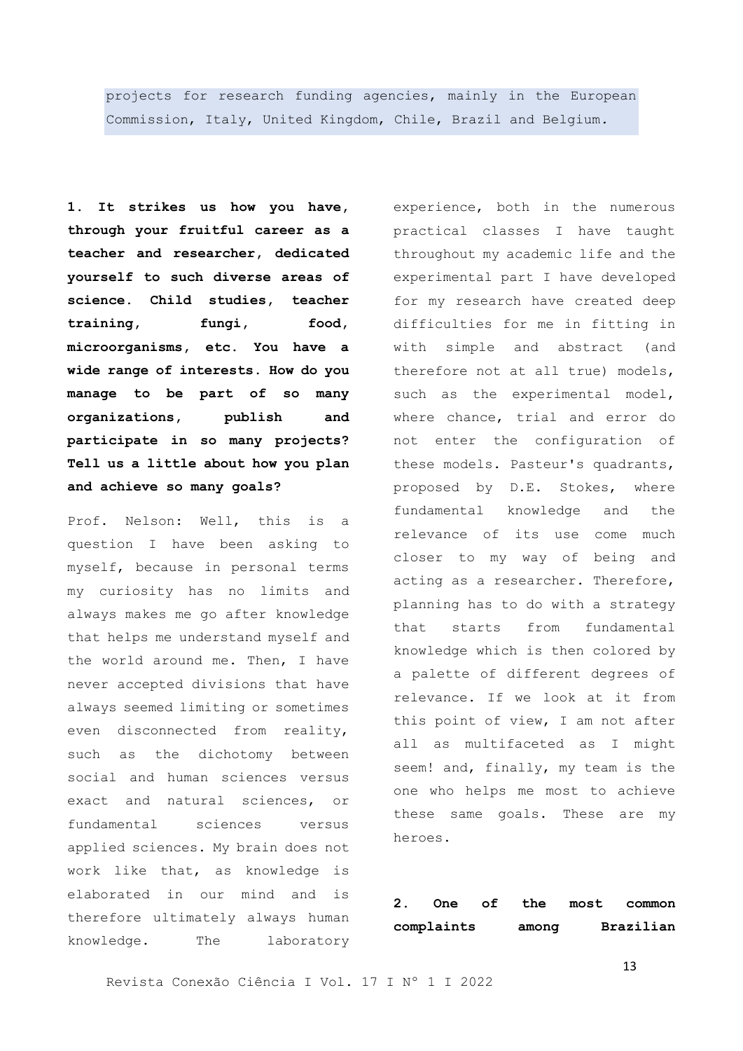projects for research funding agencies, mainly in the European Commission, Italy, United Kingdom, Chile, Brazil and Belgium.

**1. It strikes us how you have, through your fruitful career as a teacher and researcher, dedicated yourself to such diverse areas of science. Child studies, teacher training, fungi, food, microorganisms, etc. You have a wide range of interests. How do you manage to be part of so many organizations, publish and participate in so many projects? Tell us a little about how you plan and achieve so many goals?**

Prof. Nelson: Well, this is a question I have been asking to myself, because in personal terms my curiosity has no limits and always makes me go after knowledge that helps me understand myself and the world around me. Then, I have never accepted divisions that have always seemed limiting or sometimes even disconnected from reality, such as the dichotomy between social and human sciences versus exact and natural sciences, or fundamental sciences versus applied sciences. My brain does not work like that, as knowledge is elaborated in our mind and is therefore ultimately always human knowledge. The laboratory experience, both in the numerous practical classes I have taught throughout my academic life and the experimental part I have developed for my research have created deep difficulties for me in fitting in with simple and abstract (and therefore not at all true) models, such as the experimental model, where chance, trial and error do not enter the configuration of these models. Pasteur's quadrants, proposed by D.E. Stokes, where fundamental knowledge and the relevance of its use come much closer to my way of being and acting as a researcher. Therefore, planning has to do with a strategy that starts from fundamental knowledge which is then colored by a palette of different degrees of relevance. If we look at it from this point of view, I am not after all as multifaceted as I might seem! and, finally, my team is the one who helps me most to achieve these same goals. These are my heroes.

**2. One of the most common complaints among Brazilian**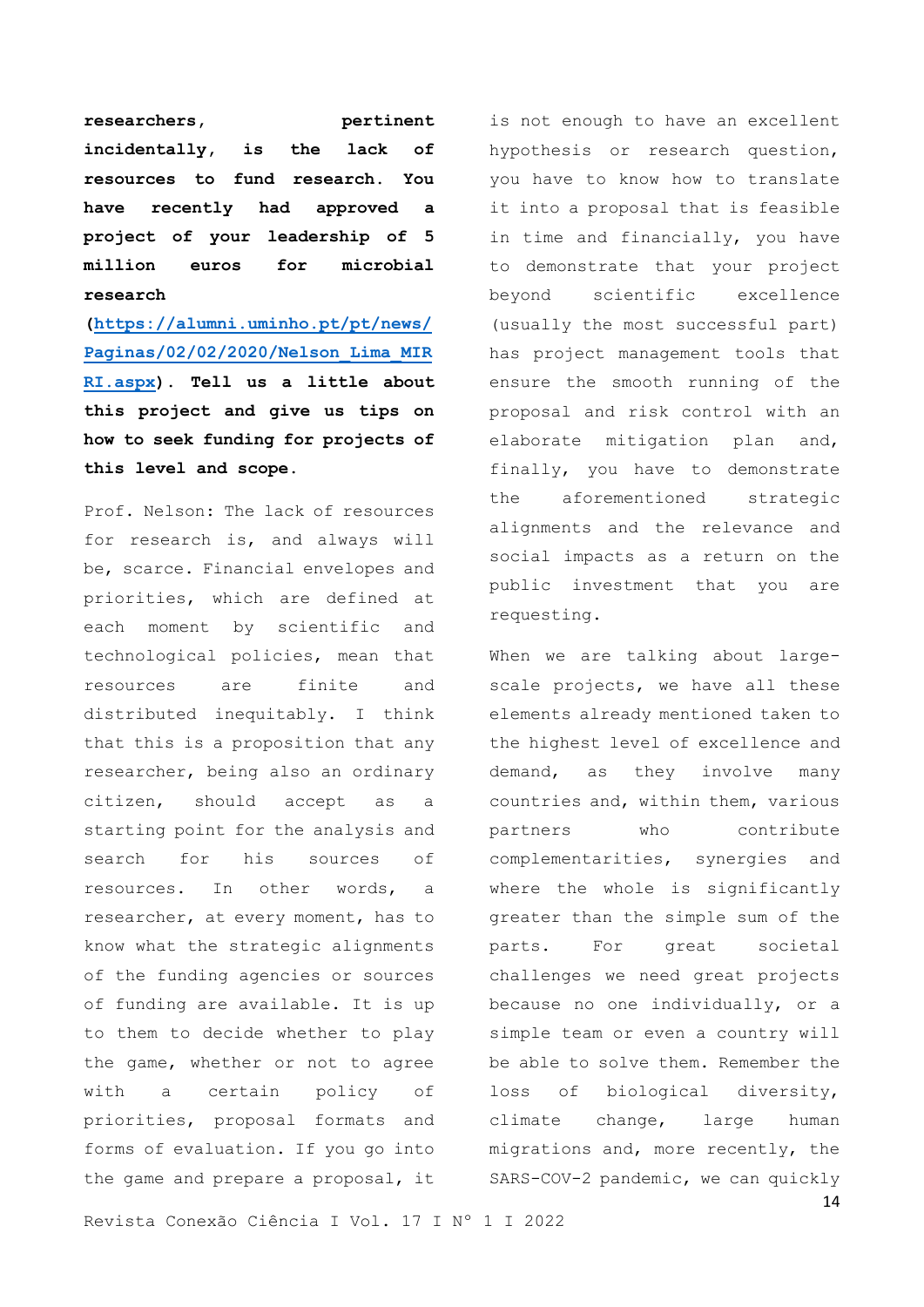**researchers, pertinent incidentally, is the lack of resources to fund research. You have recently had approved a project of your leadership of 5 million euros for microbial research ([https://alumni.uminho.pt/pt/news/Paginas/02/02/2020/Nelson_Lima_MIRRI.aspx](https://alumni.uminho.pt/pt/news/Paginas/02/02/2020/Nelson_Lima_MIRRI.aspx)). Tell us a little about this project and give us tips on how to seek funding for projects of this level and scope.**

Prof. Nelson: The lack of resources for research is, and always will be, scarce. Financial envelopes and priorities, which are defined at each moment by scientific and technological policies, mean that resources are finite and distributed inequitably. I think that this is a proposition that any researcher, being also an ordinary citizen, should accept as a starting point for the analysis and search for his sources of resources. In other words, a researcher, at every moment, has to know what the strategic alignments of the funding agencies or sources of funding are available. It is up to them to decide whether to play the game, whether or not to agree with a certain policy of priorities, proposal formats and forms of evaluation. If you go into the game and prepare a proposal, it is not enough to have an excellent hypothesis or research question, you have to know how to translate it into a proposal that is feasible in time and financially, you have to demonstrate that your project beyond scientific excellence (usually the most successful part) has project management tools that ensure the smooth running of the proposal and risk control with an elaborate mitigation plan and, finally, you have to demonstrate the aforementioned strategic alignments and the relevance and social impacts as a return on the public investment that you are requesting.

When we are talking about large-scale projects, we have all these elements already mentioned taken to the highest level of excellence and demand, as they involve many countries and, within them, various partners who contribute complementarities, synergies and where the whole is significantly greater than the simple sum of the parts. For great societal challenges we need great projects because no one individually, or a simple team or even a country will be able to solve them. Remember the loss of biological diversity, climate change, large human migrations and, more recently, the SARS-COV-2 pandemic, we can quickly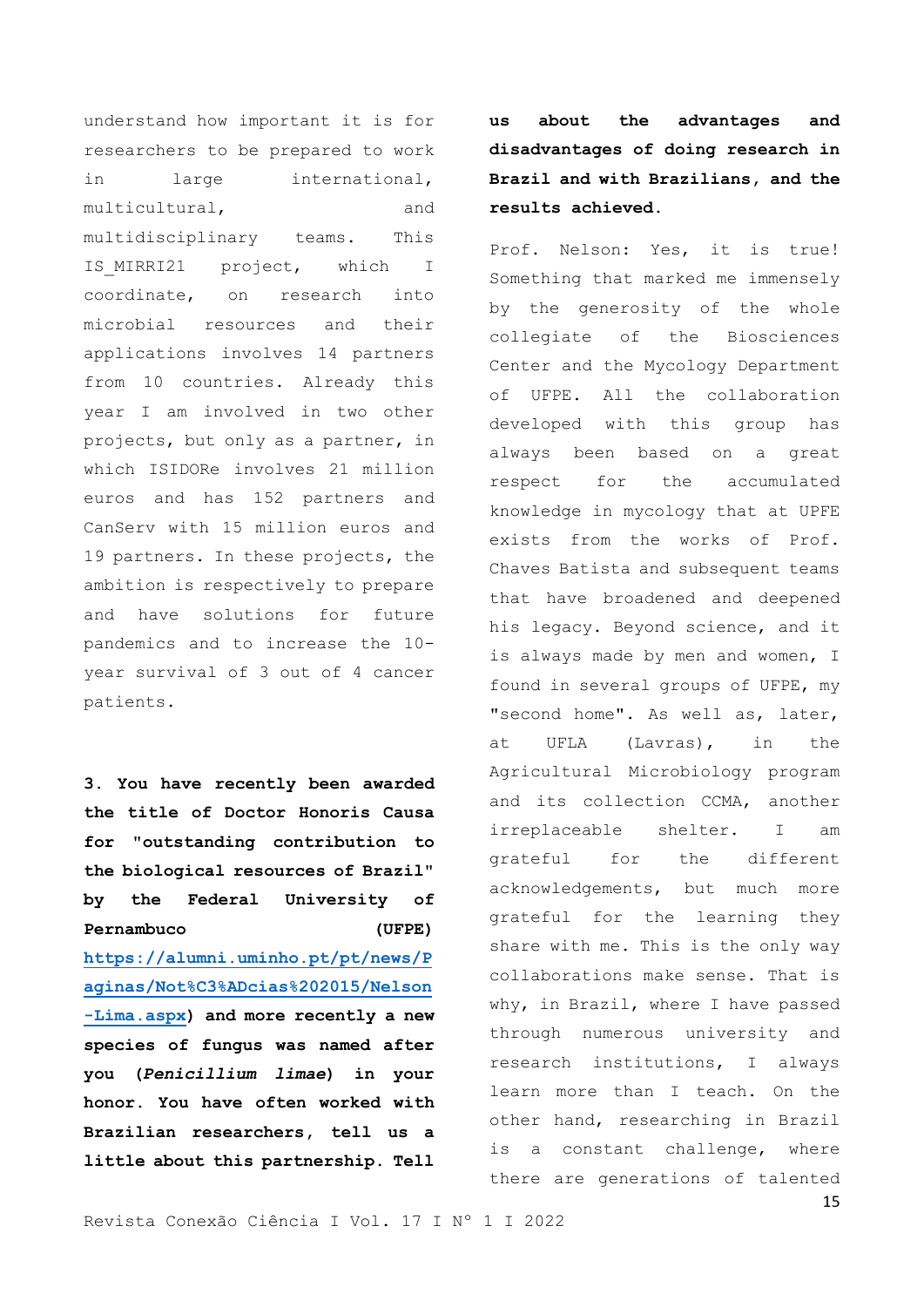understand how important it is for researchers to be prepared to work in large international, multicultural, and multidisciplinary teams. This IS_MIRRI21 project, which I coordinate, on research into microbial resources and their applications involves 14 partners from 10 countries. Already this year I am involved in two other projects, but only as a partner, in which ISIDORe involves 21 million euros and has 152 partners and CanServ with 15 million euros and 19 partners. In these projects, the ambition is respectively to prepare and have solutions for future pandemics and to increase the 10-year survival of 3 out of 4 cancer patients.

**3. You have recently been awarded the title of Doctor Honoris Causa for "outstanding contribution to the biological resources of Brazil" by the Federal University of Pernambuco (UFPE) [https://alumni.uminho.pt/pt/news/Paginas/Not%C3%ADcias%202015/Nelson-Lima.aspx](https://alumni.uminho.pt/pt/news/Paginas/Not%C3%ADcias%202015/Nelson-Lima.aspx)) and more recently a new species of fungus was named after you (*Penicillium limae*) in your honor. You have often worked with Brazilian researchers, tell us a little about this partnership. Tell us about the advantages and disadvantages of doing research in Brazil and with Brazilians, and the results achieved.**

Prof. Nelson: Yes, it is true! Something that marked me immensely by the generosity of the whole collegiate of the Biosciences Center and the Mycology Department of UFPE. All the collaboration developed with this group has always been based on a great respect for the accumulated knowledge in mycology that at UPFE exists from the works of Prof. Chaves Batista and subsequent teams that have broadened and deepened his legacy. Beyond science, and it is always made by men and women, I found in several groups of UFPE, my "second home". As well as, later, at UFLA (Lavras), in the Agricultural Microbiology program and its collection CCMA, another irreplaceable shelter. I am grateful for the different acknowledgements, but much more grateful for the learning they share with me. This is the only way collaborations make sense. That is why, in Brazil, where I have passed through numerous university and research institutions, I always learn more than I teach. On the other hand, researching in Brazil is a constant challenge, where there are generations of talented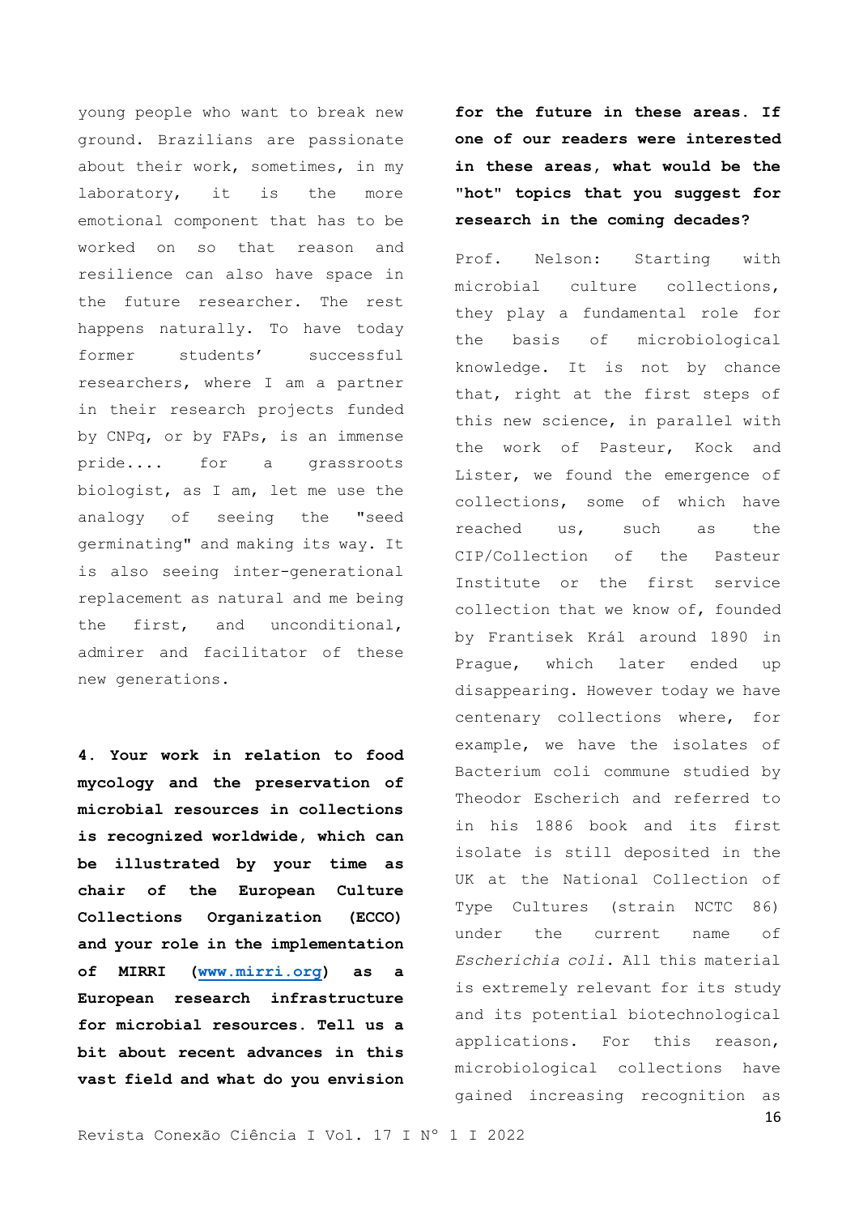young people who want to break new ground. Brazilians are passionate about their work, sometimes, in my laboratory, it is the more emotional component that has to be worked on so that reason and resilience can also have space in the future researcher. The rest happens naturally. To have today former students' successful researchers, where I am a partner in their research projects funded by CNPq, or by FAPs, is an immense pride.... for a grassroots biologist, as I am, let me use the analogy of seeing the "seed germinating" and making its way. It is also seeing inter-generational replacement as natural and me being the first, and unconditional, admirer and facilitator of these new generations.

**4. Your work in relation to food mycology and the preservation of microbial resources in collections is recognized worldwide, which can be illustrated by your time as chair of the European Culture Collections Organization (ECCO) and your role in the implementation of MIRRI ([www.mirri.org](www.mirri.org)) as a European research infrastructure for microbial resources. Tell us a bit about recent advances in this vast field and what do you envision for the future in these areas. If one of our readers were interested in these areas, what would be the "hot" topics that you suggest for research in the coming decades?**

Prof. Nelson: Starting with microbial culture collections, they play a fundamental role for the basis of microbiological knowledge. It is not by chance that, right at the first steps of this new science, in parallel with the work of Pasteur, Kock and Lister, we found the emergence of collections, some of which have reached us, such as the CIP/Collection of the Pasteur Institute or the first service collection that we know of, founded by Frantisek Král around 1890 in Prague, which later ended up disappearing. However today we have centenary collections where, for example, we have the isolates of Bacterium coli commune studied by Theodor Escherich and referred to in his 1886 book and its first isolate is still deposited in the UK at the National Collection of Type Cultures (strain NCTC 86) under the current name of *Escherichia coli*. All this material is extremely relevant for its study and its potential biotechnological applications. For this reason, microbiological collections have gained increasing recognition as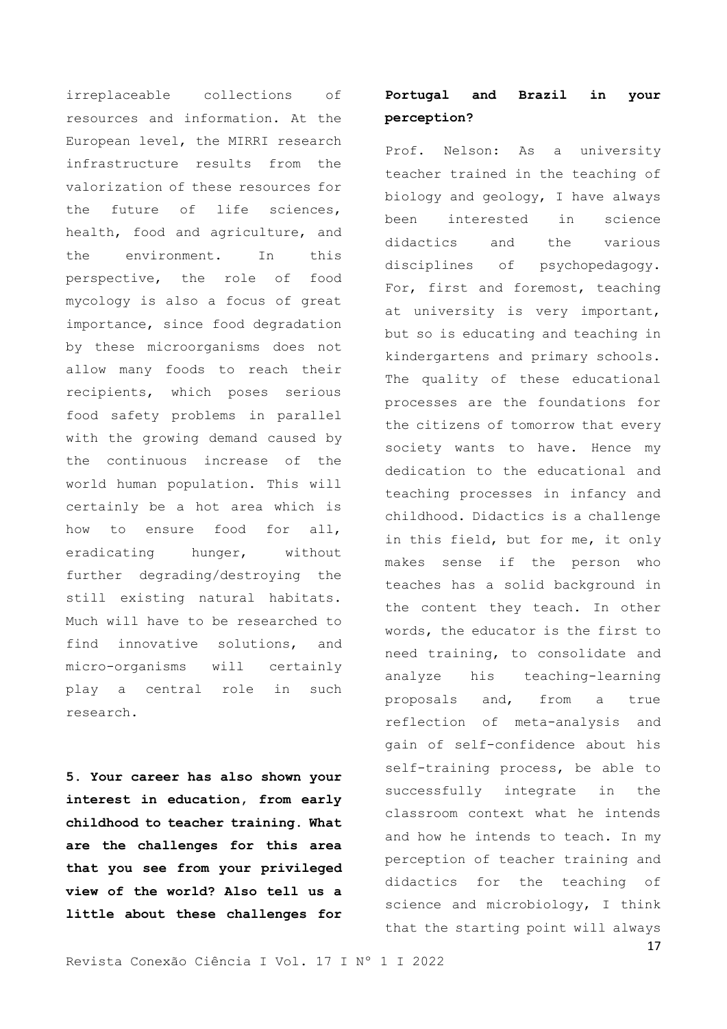irreplaceable collections of resources and information. At the European level, the MIRRI research infrastructure results from the valorization of these resources for the future of life sciences, health, food and agriculture, and the environment. In this perspective, the role of food mycology is also a focus of great importance, since food degradation by these microorganisms does not allow many foods to reach their recipients, which poses serious food safety problems in parallel with the growing demand caused by the continuous increase of the world human population. This will certainly be a hot area which is how to ensure food for all, eradicating hunger, without further degrading/destroying the still existing natural habitats. Much will have to be researched to find innovative solutions, and micro-organisms will certainly play a central role in such research.

**5. Your career has also shown your interest in education, from early childhood to teacher training. What are the challenges for this area that you see from your privileged view of the world? Also tell us a little about these challenges for Portugal and Brazil in your perception?**

Prof. Nelson: As a university teacher trained in the teaching of biology and geology, I have always been interested in science didactics and the various disciplines of psychopedagogy. For, first and foremost, teaching at university is very important, but so is educating and teaching in kindergartens and primary schools. The quality of these educational processes are the foundations for the citizens of tomorrow that every society wants to have. Hence my dedication to the educational and teaching processes in infancy and childhood. Didactics is a challenge in this field, but for me, it only makes sense if the person who teaches has a solid background in the content they teach. In other words, the educator is the first to need training, to consolidate and analyze his teaching-learning proposals and, from a true reflection of meta-analysis and gain of self-confidence about his self-training process, be able to successfully integrate in the classroom context what he intends and how he intends to teach. In my perception of teacher training and didactics for the teaching of science and microbiology, I think that the starting point will always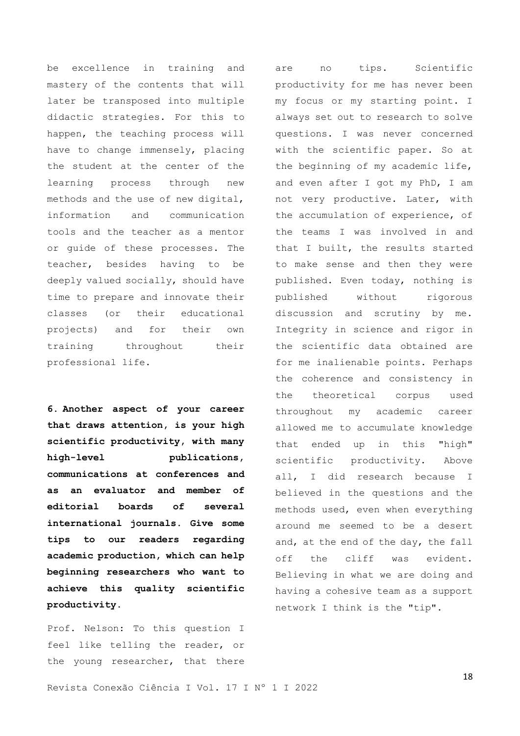be excellence in training and mastery of the contents that will later be transposed into multiple didactic strategies. For this to happen, the teaching process will have to change immensely, placing the student at the center of the learning process through new methods and the use of new digital, information and communication tools and the teacher as a mentor or guide of these processes. The teacher, besides having to be deeply valued socially, should have time to prepare and innovate their classes (or their educational projects) and for their own training throughout their professional life.

**6. Another aspect of your career that draws attention, is your high scientific productivity, with many high-level publications, communications at conferences and as an evaluator and member of editorial boards of several international journals. Give some tips to our readers regarding academic production, which can help beginning researchers who want to achieve this quality scientific productivity.**

Prof. Nelson: To this question I feel like telling the reader, or the young researcher, that there are no tips. Scientific productivity for me has never been my focus or my starting point. I always set out to research to solve questions. I was never concerned with the scientific paper. So at the beginning of my academic life, and even after I got my PhD, I am not very productive. Later, with the accumulation of experience, of the teams I was involved in and that I built, the results started to make sense and then they were published. Even today, nothing is published without rigorous discussion and scrutiny by me. Integrity in science and rigor in the scientific data obtained are for me inalienable points. Perhaps the coherence and consistency in the theoretical corpus used throughout my academic career allowed me to accumulate knowledge that ended up in this "high" scientific productivity. Above all, I did research because I believed in the questions and the methods used, even when everything around me seemed to be a desert and, at the end of the day, the fall off the cliff was evident. Believing in what we are doing and having a cohesive team as a support network I think is the "tip".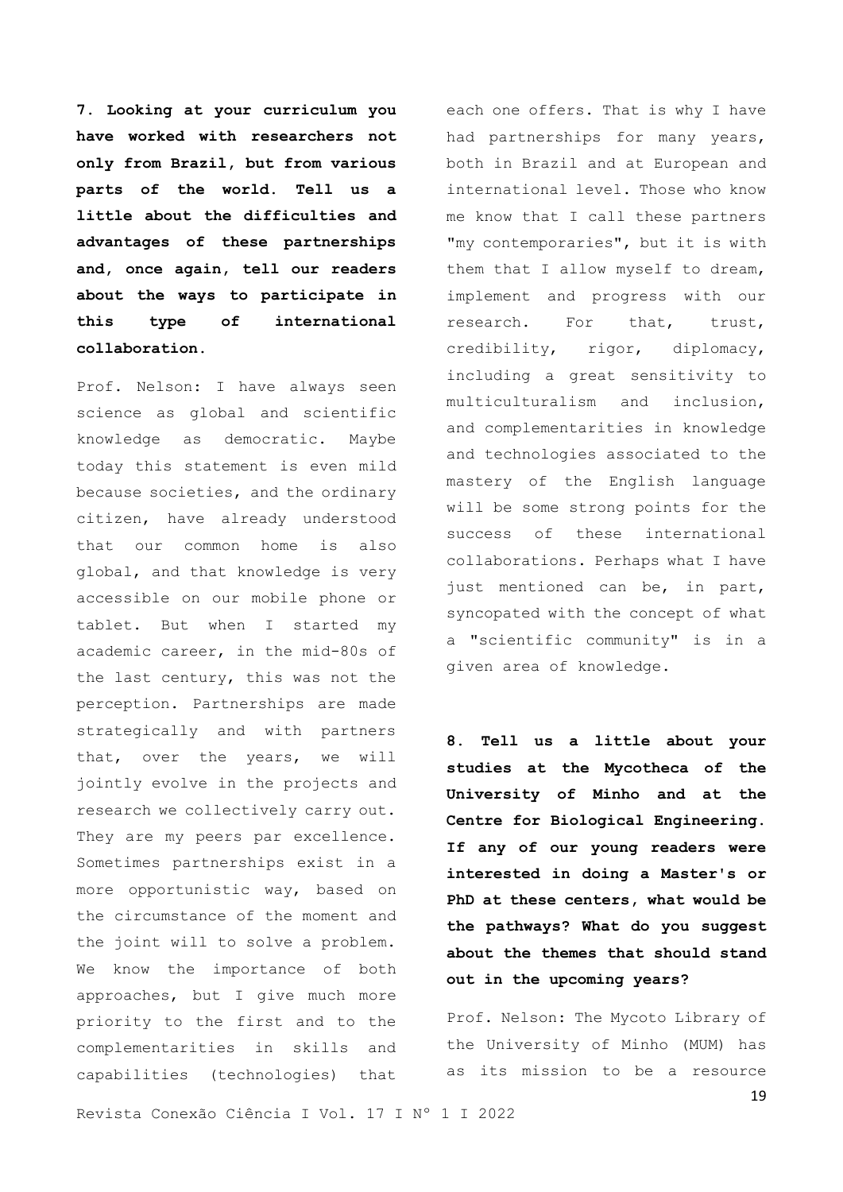**7. Looking at your curriculum you have worked with researchers not only from Brazil, but from various parts of the world. Tell us a little about the difficulties and advantages of these partnerships and, once again, tell our readers about the ways to participate in this type of international collaboration.**

Prof. Nelson: I have always seen science as global and scientific knowledge as democratic. Maybe today this statement is even mild because societies, and the ordinary citizen, have already understood that our common home is also global, and that knowledge is very accessible on our mobile phone or tablet. But when I started my academic career, in the mid-80s of the last century, this was not the perception. Partnerships are made strategically and with partners that, over the years, we will jointly evolve in the projects and research we collectively carry out. They are my peers par excellence. Sometimes partnerships exist in a more opportunistic way, based on the circumstance of the moment and the joint will to solve a problem. We know the importance of both approaches, but I give much more priority to the first and to the complementarities in skills and capabilities (technologies) that each one offers. That is why I have had partnerships for many years, both in Brazil and at European and international level. Those who know me know that I call these partners "my contemporaries", but it is with them that I allow myself to dream, implement and progress with our research. For that, trust, credibility, rigor, diplomacy, including a great sensitivity to multiculturalism and inclusion, and complementarities in knowledge and technologies associated to the mastery of the English language will be some strong points for the success of these international collaborations. Perhaps what I have just mentioned can be, in part, syncopated with the concept of what a "scientific community" is in a given area of knowledge.

**8. Tell us a little about your studies at the Mycotheca of the University of Minho and at the Centre for Biological Engineering. If any of our young readers were interested in doing a Master's or PhD at these centers, what would be the pathways? What do you suggest about the themes that should stand out in the upcoming years?**

Prof. Nelson: The Mycoto Library of the University of Minho (MUM) has as its mission to be a resource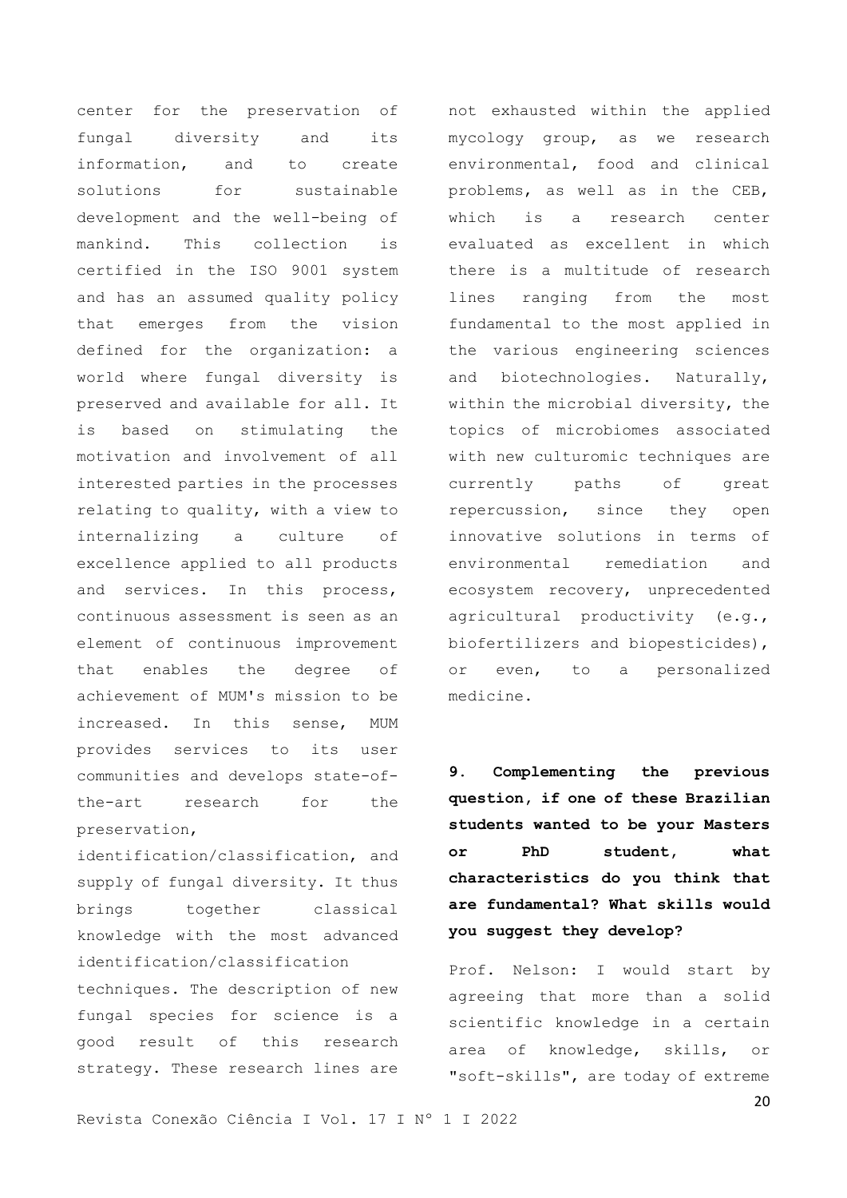center for the preservation of fungal diversity and its information, and to create solutions for sustainable development and the well-being of mankind. This collection is certified in the ISO 9001 system and has an assumed quality policy that emerges from the vision defined for the organization: a world where fungal diversity is preserved and available for all. It is based on stimulating the motivation and involvement of all interested parties in the processes relating to quality, with a view to internalizing a culture of excellence applied to all products and services. In this process, continuous assessment is seen as an element of continuous improvement that enables the degree of achievement of MUM's mission to be increased. In this sense, MUM provides services to its user communities and develops state-of-the-art research for the preservation, identification/classification, and supply of fungal diversity. It thus brings together classical knowledge with the most advanced identification/classification techniques. The description of new fungal species for science is a good result of this research strategy. These research lines are not exhausted within the applied mycology group, as we research environmental, food and clinical problems, as well as in the CEB, which is a research center evaluated as excellent in which there is a multitude of research lines ranging from the most fundamental to the most applied in the various engineering sciences and biotechnologies. Naturally, within the microbial diversity, the topics of microbiomes associated with new culturomic techniques are currently paths of great repercussion, since they open innovative solutions in terms of environmental remediation and ecosystem recovery, unprecedented agricultural productivity (e.g., biofertilizers and biopesticides), or even, to a personalized medicine.

**9. Complementing the previous question, if one of these Brazilian students wanted to be your Masters or PhD student, what characteristics do you think that are fundamental? What skills would you suggest they develop?**

Prof. Nelson: I would start by agreeing that more than a solid scientific knowledge in a certain area of knowledge, skills, or "soft-skills", are today of extreme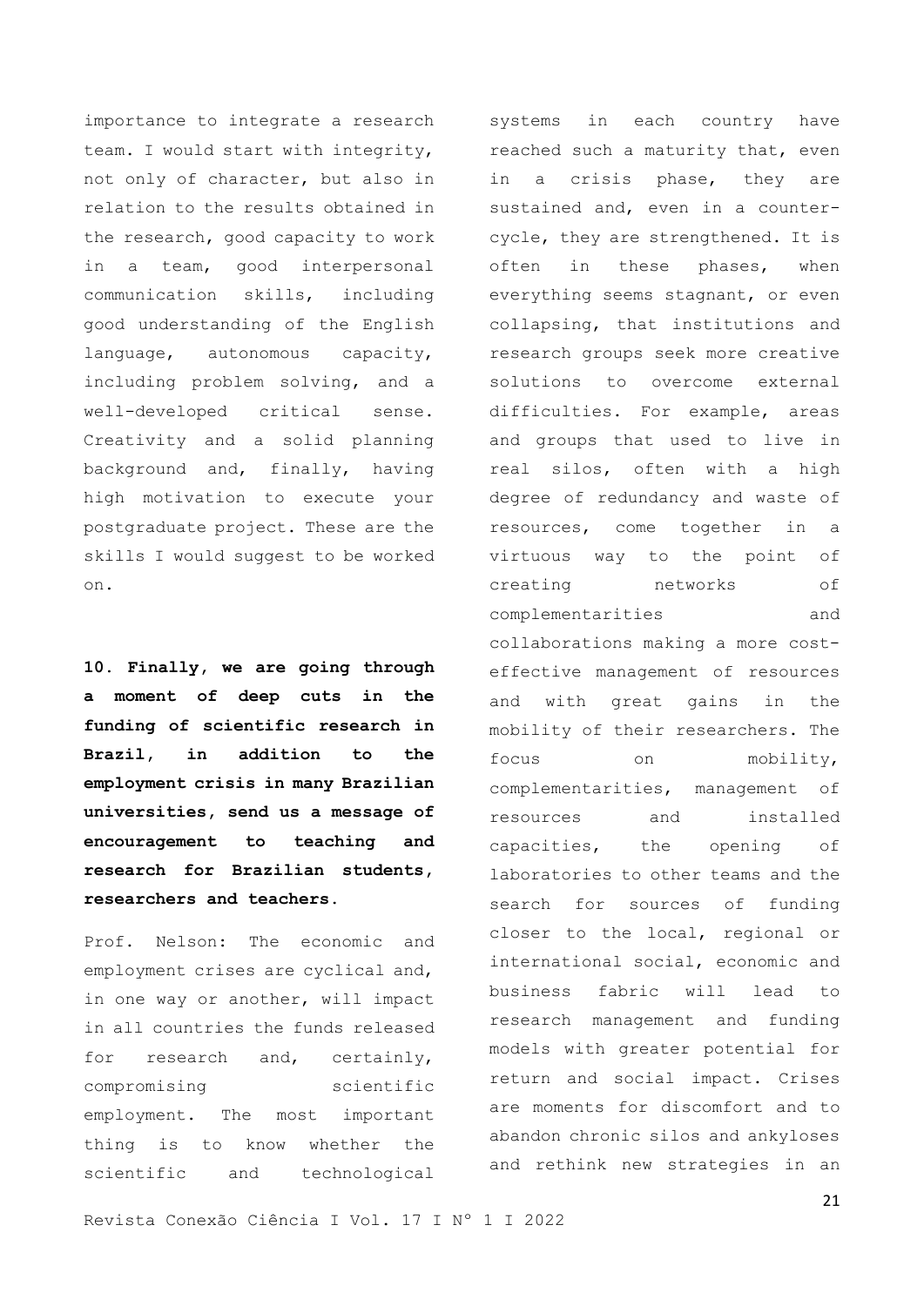importance to integrate a research team. I would start with integrity, not only of character, but also in relation to the results obtained in the research, good capacity to work in a team, good interpersonal communication skills, including good understanding of the English language, autonomous capacity, including problem solving, and a well-developed critical sense. Creativity and a solid planning background and, finally, having high motivation to execute your postgraduate project. These are the skills I would suggest to be worked on.

**10. Finally, we are going through a moment of deep cuts in the funding of scientific research in Brazil, in addition to the employment crisis in many Brazilian universities, send us a message of encouragement to teaching and research for Brazilian students, researchers and teachers.**

Prof. Nelson: The economic and employment crises are cyclical and, in one way or another, will impact in all countries the funds released for research and, certainly, compromising scientific employment. The most important thing is to know whether the scientific and technological systems in each country have reached such a maturity that, even in a crisis phase, they are sustained and, even in a counter-cycle, they are strengthened. It is often in these phases, when everything seems stagnant, or even collapsing, that institutions and research groups seek more creative solutions to overcome external difficulties. For example, areas and groups that used to live in real silos, often with a high degree of redundancy and waste of resources, come together in a virtuous way to the point of creating networks of complementarities and collaborations making a more cost-effective management of resources and with great gains in the mobility of their researchers. The focus on mobility, complementarities, management of resources and installed capacities, the opening of laboratories to other teams and the search for sources of funding closer to the local, regional or international social, economic and business fabric will lead to research management and funding models with greater potential for return and social impact. Crises are moments for discomfort and to abandon chronic silos and ankyloses and rethink new strategies in an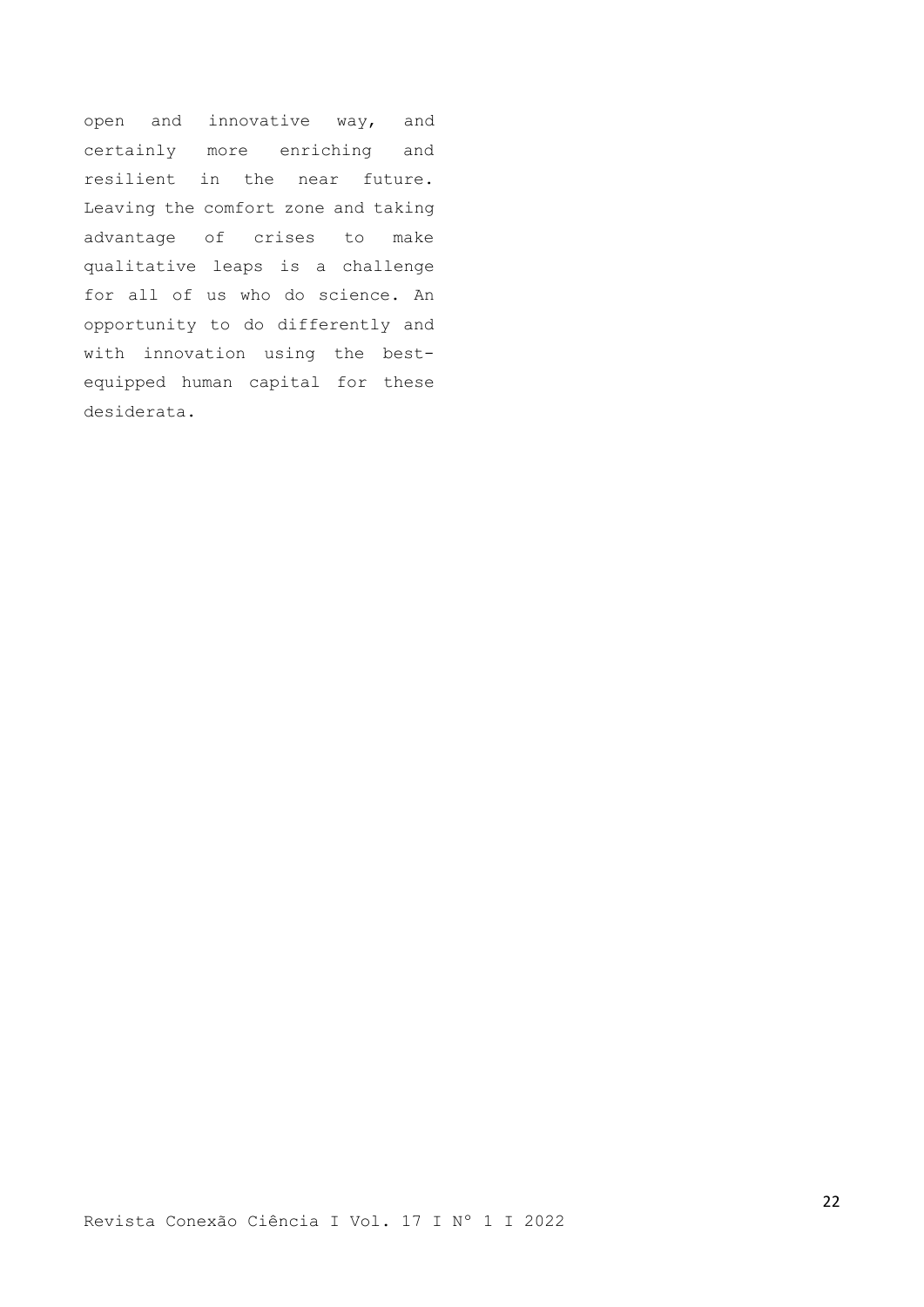open and innovative way, and certainly more enriching and resilient in the near future. Leaving the comfort zone and taking advantage of crises to make qualitative leaps is a challenge for all of us who do science. An opportunity to do differently and with innovation using the best-equipped human capital for these desiderata.